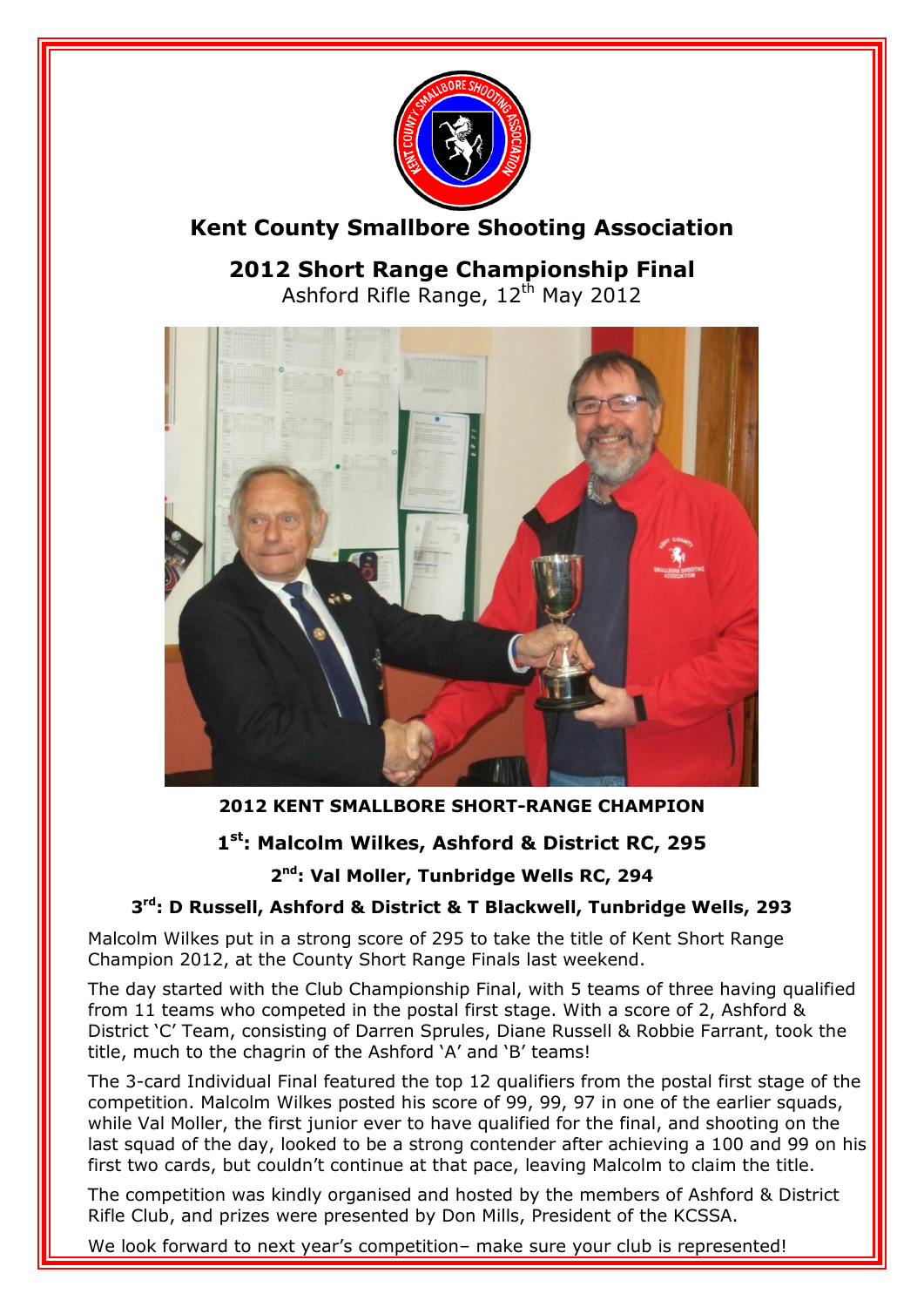# Kent County Smallbore Shooting Association

## 2012 Short Range Championship Final

Ashford Rifle Range, 12th May 2012

**2012 KENT SMALLBORE SHORT-RANGE CHAMPION**

**1st: Malcolm Wilkes, Ashford & District RC, 295**

**2nd: Val Moller, Tunbridge Wells RC, 294**

**3rd: D Russell, Ashford & District & T Blackwell, Tunbridge Wells, 293**

Malcolm Wilkes put in a strong score of 295 to take the title of Kent Short Range Champion 2012, at the County Short Range Finals last weekend.

The day started with the Club Championship Final, with 5 teams of three having qualified from 11 teams who competed in the postal first stage. With a score of 2, Ashford & District 'C' Team, consisting of Darren Sprules, Diane Russell & Robbie Farrant, took the title, much to the chagrin of the Ashford 'A' and 'B' teams!

The 3-card Individual Final featured the top 12 qualifiers from the postal first stage of the competition. Malcolm Wilkes posted his score of 99, 99, 97 in one of the earlier squads, while Val Moller, the first junior ever to have qualified for the final, and shooting on the last squad of the day, looked to be a strong contender after achieving a 100 and 99 on his first two cards, but couldn't continue at that pace, leaving Malcolm to claim the title.

The competition was kindly organised and hosted by the members of Ashford & District Rifle Club, and prizes were presented by Don Mills, President of the KCSSA.

We look forward to next year's competition– make sure your club is represented!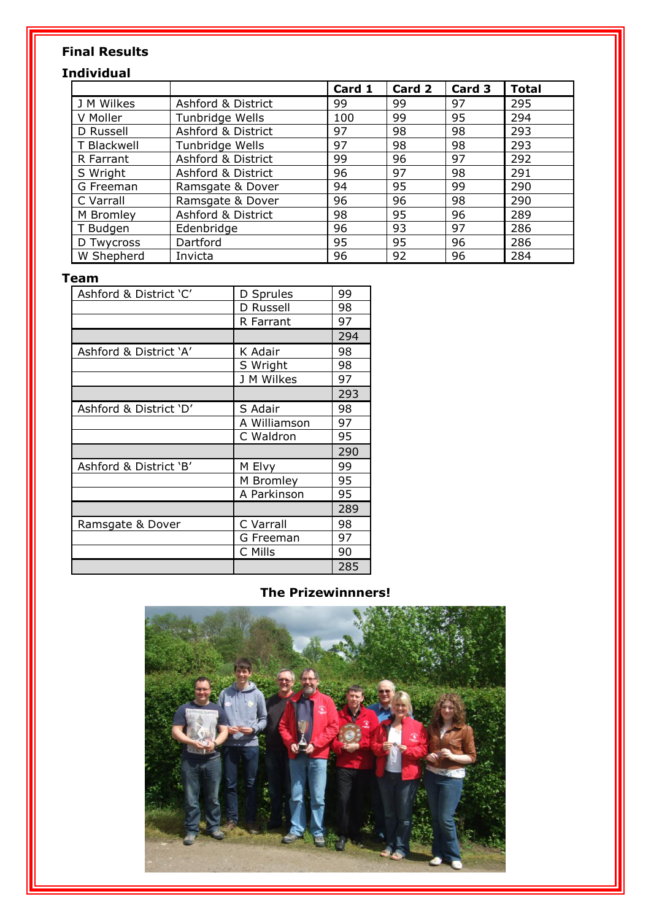**Final Results**

**Individual**

| | | Card 1 | Card 2 | Card 3 | Total |
|---|---|---|---|---|---|
| J M Wilkes | Ashford & District | 99 | 99 | 97 | 295 |
| V Moller | Tunbridge Wells | 100 | 99 | 95 | 294 |
| D Russell | Ashford & District | 97 | 98 | 98 | 293 |
| T Blackwell | Tunbridge Wells | 97 | 98 | 98 | 293 |
| R Farrant | Ashford & District | 99 | 96 | 97 | 292 |
| S Wright | Ashford & District | 96 | 97 | 98 | 291 |
| G Freeman | Ramsgate & Dover | 94 | 95 | 99 | 290 |
| C Varrall | Ramsgate & Dover | 96 | 96 | 98 | 290 |
| M Bromley | Ashford & District | 98 | 95 | 96 | 289 |
| T Budgen | Edenbridge | 96 | 93 | 97 | 286 |
| D Twycross | Dartford | 95 | 95 | 96 | 286 |
| W Shepherd | Invicta | 96 | 92 | 96 | 284 |

**Team**

| | | |
|---|---|---|
| Ashford & District 'C' | D Sprules | 99 |
| | D Russell | 98 |
| | R Farrant | 97 |
| | | 294 |
| Ashford & District 'A' | K Adair | 98 |
| | S Wright | 98 |
| | J M Wilkes | 97 |
| | | 293 |
| Ashford & District 'D' | S Adair | 98 |
| | A Williamson | 97 |
| | C Waldron | 95 |
| | | 290 |
| Ashford & District 'B' | M Elvy | 99 |
| | M Bromley | 95 |
| | A Parkinson | 95 |
| | | 289 |
| Ramsgate & Dover | C Varrall | 98 |
| | G Freeman | 97 |
| | C Mills | 90 |
| | | 285 |

**The Prizewinnners!**